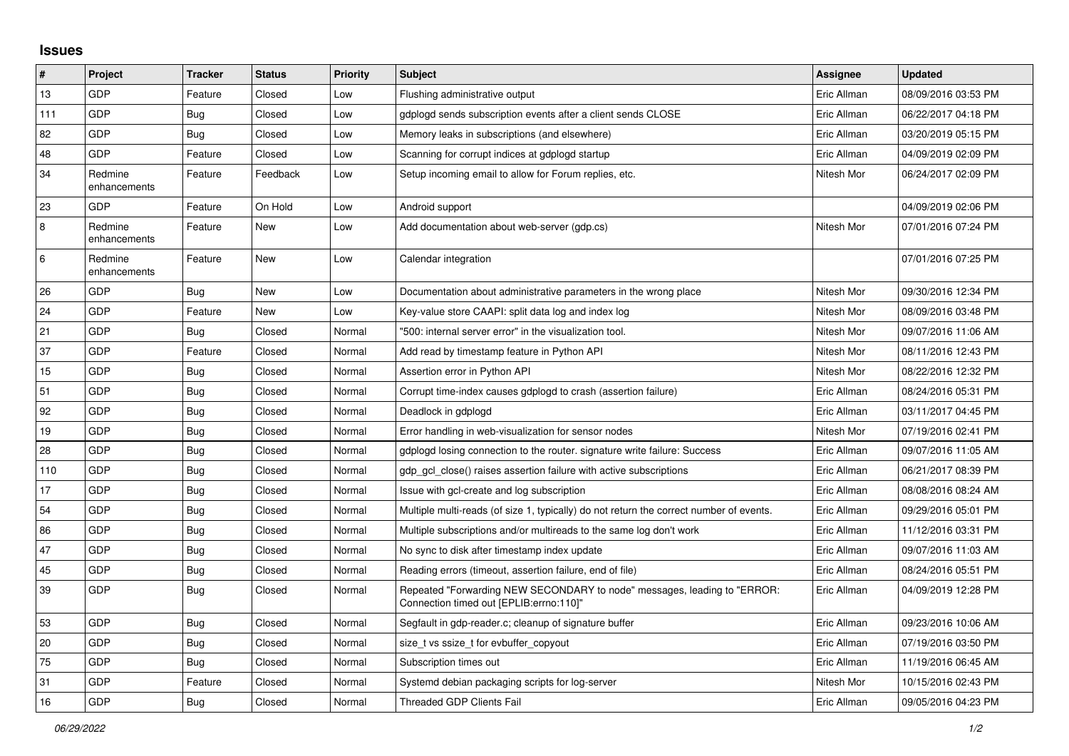## Issues

| # | Project | Tracker | Status | Priority | Subject | Assignee | Updated |
|---|---|---|---|---|---|---|---|
| 13 | GDP | Feature | Closed | Low | Flushing administrative output | Eric Allman | 08/09/2016 03:53 PM |
| 111 | GDP | Bug | Closed | Low | gdplogd sends subscription events after a client sends CLOSE | Eric Allman | 06/22/2017 04:18 PM |
| 82 | GDP | Bug | Closed | Low | Memory leaks in subscriptions (and elsewhere) | Eric Allman | 03/20/2019 05:15 PM |
| 48 | GDP | Feature | Closed | Low | Scanning for corrupt indices at gdplogd startup | Eric Allman | 04/09/2019 02:09 PM |
| 34 | Redmine enhancements | Feature | Feedback | Low | Setup incoming email to allow for Forum replies, etc. | Nitesh Mor | 06/24/2017 02:09 PM |
| 23 | GDP | Feature | On Hold | Low | Android support | | 04/09/2019 02:06 PM |
| 8 | Redmine enhancements | Feature | New | Low | Add documentation about web-server (gdp.cs) | Nitesh Mor | 07/01/2016 07:24 PM |
| 6 | Redmine enhancements | Feature | New | Low | Calendar integration | | 07/01/2016 07:25 PM |
| 26 | GDP | Bug | New | Low | Documentation about administrative parameters in the wrong place | Nitesh Mor | 09/30/2016 12:34 PM |
| 24 | GDP | Feature | New | Low | Key-value store CAAPI: split data log and index log | Nitesh Mor | 08/09/2016 03:48 PM |
| 21 | GDP | Bug | Closed | Normal | "500: internal server error" in the visualization tool. | Nitesh Mor | 09/07/2016 11:06 AM |
| 37 | GDP | Feature | Closed | Normal | Add read by timestamp feature in Python API | Nitesh Mor | 08/11/2016 12:43 PM |
| 15 | GDP | Bug | Closed | Normal | Assertion error in Python API | Nitesh Mor | 08/22/2016 12:32 PM |
| 51 | GDP | Bug | Closed | Normal | Corrupt time-index causes gdplogd to crash (assertion failure) | Eric Allman | 08/24/2016 05:31 PM |
| 92 | GDP | Bug | Closed | Normal | Deadlock in gdplogd | Eric Allman | 03/11/2017 04:45 PM |
| 19 | GDP | Bug | Closed | Normal | Error handling in web-visualization for sensor nodes | Nitesh Mor | 07/19/2016 02:41 PM |
| 28 | GDP | Bug | Closed | Normal | gdplogd losing connection to the router. signature write failure: Success | Eric Allman | 09/07/2016 11:05 AM |
| 110 | GDP | Bug | Closed | Normal | gdp_gcl_close() raises assertion failure with active subscriptions | Eric Allman | 06/21/2017 08:39 PM |
| 17 | GDP | Bug | Closed | Normal | Issue with gcl-create and log subscription | Eric Allman | 08/08/2016 08:24 AM |
| 54 | GDP | Bug | Closed | Normal | Multiple multi-reads (of size 1, typically) do not return the correct number of events. | Eric Allman | 09/29/2016 05:01 PM |
| 86 | GDP | Bug | Closed | Normal | Multiple subscriptions and/or multireads to the same log don't work | Eric Allman | 11/12/2016 03:31 PM |
| 47 | GDP | Bug | Closed | Normal | No sync to disk after timestamp index update | Eric Allman | 09/07/2016 11:03 AM |
| 45 | GDP | Bug | Closed | Normal | Reading errors (timeout, assertion failure, end of file) | Eric Allman | 08/24/2016 05:51 PM |
| 39 | GDP | Bug | Closed | Normal | Repeated "Forwarding NEW SECONDARY to node" messages, leading to "ERROR: Connection timed out [EPLIB:errno:110]" | Eric Allman | 04/09/2019 12:28 PM |
| 53 | GDP | Bug | Closed | Normal | Segfault in gdp-reader.c; cleanup of signature buffer | Eric Allman | 09/23/2016 10:06 AM |
| 20 | GDP | Bug | Closed | Normal | size_t vs ssize_t for evbuffer_copyout | Eric Allman | 07/19/2016 03:50 PM |
| 75 | GDP | Bug | Closed | Normal | Subscription times out | Eric Allman | 11/19/2016 06:45 AM |
| 31 | GDP | Feature | Closed | Normal | Systemd debian packaging scripts for log-server | Nitesh Mor | 10/15/2016 02:43 PM |
| 16 | GDP | Bug | Closed | Normal | Threaded GDP Clients Fail | Eric Allman | 09/05/2016 04:23 PM |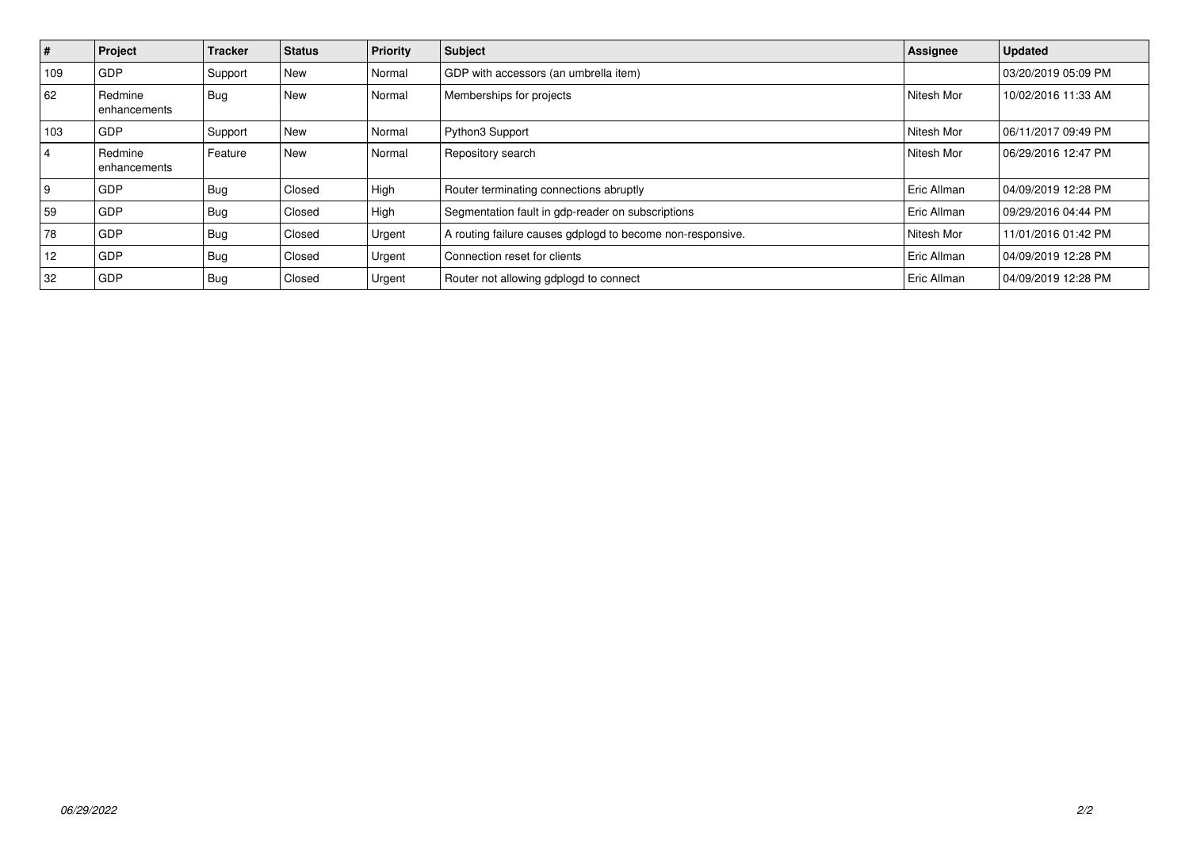| # | Project | Tracker | Status | Priority | Subject | Assignee | Updated |
|---|---|---|---|---|---|---|---|
| 109 | GDP | Support | New | Normal | GDP with accessors (an umbrella item) | | 03/20/2019 05:09 PM |
| 62 | Redmine enhancements | Bug | New | Normal | Memberships for projects | Nitesh Mor | 10/02/2016 11:33 AM |
| 103 | GDP | Support | New | Normal | Python3 Support | Nitesh Mor | 06/11/2017 09:49 PM |
| 4 | Redmine enhancements | Feature | New | Normal | Repository search | Nitesh Mor | 06/29/2016 12:47 PM |
| 9 | GDP | Bug | Closed | High | Router terminating connections abruptly | Eric Allman | 04/09/2019 12:28 PM |
| 59 | GDP | Bug | Closed | High | Segmentation fault in gdp-reader on subscriptions | Eric Allman | 09/29/2016 04:44 PM |
| 78 | GDP | Bug | Closed | Urgent | A routing failure causes gdplogd to become non-responsive. | Nitesh Mor | 11/01/2016 01:42 PM |
| 12 | GDP | Bug | Closed | Urgent | Connection reset for clients | Eric Allman | 04/09/2019 12:28 PM |
| 32 | GDP | Bug | Closed | Urgent | Router not allowing gdplogd to connect | Eric Allman | 04/09/2019 12:28 PM |